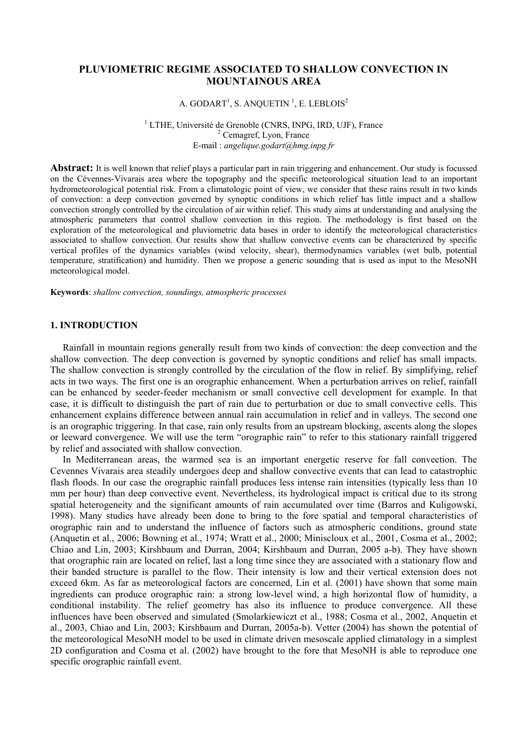# PLUVIOMETRIC REGIME ASSOCIATED TO SHALLOW CONVECTION IN MOUNTAINOUS AREA

A. GODART[1], S. ANQUETIN [1], E. LEBLOIS[2]

[1] LTHE, Université de Grenoble (CNRS, INPG, IRD, UJF), France
[2] Cemagref, Lyon, France
E-mail : *angelique.godart@hmg.inpg.fr*

**Abstract:** It is well known that relief plays a particular part in rain triggering and enhancement. Our study is focussed on the Cévennes-Vivarais area where the topography and the specific meteorological situation lead to an important hydrometeorological potential risk. From a climatologic point of view, we consider that these rains result in two kinds of convection: a deep convection governed by synoptic conditions in which relief has little impact and a shallow convection strongly controlled by the circulation of air within relief. This study aims at understanding and analysing the atmospheric parameters that control shallow convection in this region. The methodology is first based on the exploration of the meteorological and pluviometric data bases in order to identify the meteorological characteristics associated to shallow convection. Our results show that shallow convective events can be characterized by specific vertical profiles of the dynamics variables (wind velocity, shear), thermodynamics variables (wet bulb, potential temperature, stratification) and humidity. Then we propose a generic sounding that is used as input to the MesoNH meteorological model.

**Keywords**: *shallow convection, soundings, atmospheric processes*

## 1. INTRODUCTION

Rainfall in mountain regions generally result from two kinds of convection: the deep convection and the shallow convection. The deep convection is governed by synoptic conditions and relief has small impacts. The shallow convection is strongly controlled by the circulation of the flow in relief. By simplifying, relief acts in two ways. The first one is an orographic enhancement. When a perturbation arrives on relief, rainfall can be enhanced by seeder-feeder mechanism or small convective cell development for example. In that case, it is difficult to distinguish the part of rain due to perturbation or due to small convective cells. This enhancement explains difference between annual rain accumulation in relief and in valleys. The second one is an orographic triggering. In that case, rain only results from an upstream blocking, ascents along the slopes or leeward convergence. We will use the term "orographic rain" to refer to this stationary rainfall triggered by relief and associated with shallow convection.

In Mediterranean areas, the warmed sea is an important energetic reserve for fall convection. The Cevennes Vivarais area steadily undergoes deep and shallow convective events that can lead to catastrophic flash floods. In our case the orographic rainfall produces less intense rain intensities (typically less than 10 mm per hour) than deep convective event. Nevertheless, its hydrological impact is critical due to its strong spatial heterogeneity and the significant amounts of rain accumulated over time (Barros and Kuligowski, 1998). Many studies have already been done to bring to the fore spatial and temporal characteristics of orographic rain and to understand the influence of factors such as atmospheric conditions, ground state (Anquetin et al., 2006; Bowning et al., 1974; Wratt et al., 2000; Miniscloux et al., 2001, Cosma et al., 2002; Chiao and Lin, 2003; Kirshbaum and Durran, 2004; Kirshbaum and Durran, 2005 a-b). They have shown that orographic rain are located on relief, last a long time since they are associated with a stationary flow and their banded structure is parallel to the flow. Their intensity is low and their vertical extension does not exceed 6km. As far as meteorological factors are concerned, Lin et al. (2001) have shown that some main ingredients can produce orographic rain: a strong low-level wind, a high horizontal flow of humidity, a conditional instability. The relief geometry has also its influence to produce convergence. All these influences have been observed and simulated (Smolarkiewiczt et al., 1988; Cosma et al., 2002, Anquetin et al., 2003, Chiao and Lin, 2003; Kirshbaum and Durran, 2005a-b). Vetter (2004) has shown the potential of the meteorological MesoNH model to be used in climate driven mesoscale applied climatology in a simplest 2D configuration and Cosma et al. (2002) have brought to the fore that MesoNH is able to reproduce one specific orographic rainfall event.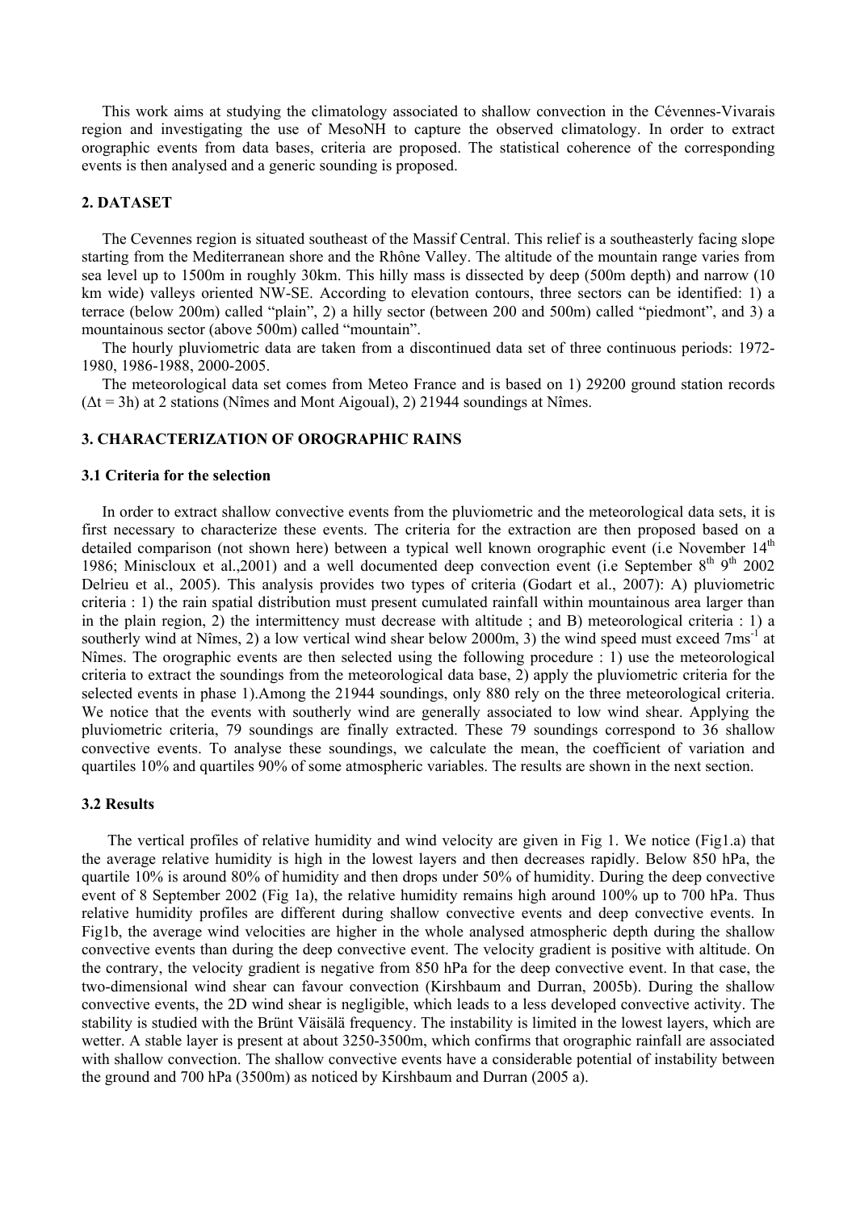This work aims at studying the climatology associated to shallow convection in the Cévennes-Vivarais region and investigating the use of MesoNH to capture the observed climatology. In order to extract orographic events from data bases, criteria are proposed. The statistical coherence of the corresponding events is then analysed and a generic sounding is proposed.

## 2. DATASET

The Cevennes region is situated southeast of the Massif Central. This relief is a southeasterly facing slope starting from the Mediterranean shore and the Rhône Valley. The altitude of the mountain range varies from sea level up to 1500m in roughly 30km. This hilly mass is dissected by deep (500m depth) and narrow (10 km wide) valleys oriented NW-SE. According to elevation contours, three sectors can be identified: 1) a terrace (below 200m) called "plain", 2) a hilly sector (between 200 and 500m) called "piedmont", and 3) a mountainous sector (above 500m) called "mountain".

The hourly pluviometric data are taken from a discontinued data set of three continuous periods: 1972-1980, 1986-1988, 2000-2005.

The meteorological data set comes from Meteo France and is based on 1) 29200 ground station records ($\Delta t = 3$h) at 2 stations (Nîmes and Mont Aigoual), 2) 21944 soundings at Nîmes.

## 3. CHARACTERIZATION OF OROGRAPHIC RAINS

### 3.1 Criteria for the selection

In order to extract shallow convective events from the pluviometric and the meteorological data sets, it is first necessary to characterize these events. The criteria for the extraction are then proposed based on a detailed comparison (not shown here) between a typical well known orographic event (i.e November 14th 1986; Miniscloux et al.,2001) and a well documented deep convection event (i.e September 8th 9th 2002 Delrieu et al., 2005). This analysis provides two types of criteria (Godart et al., 2007): A) pluviometric criteria : 1) the rain spatial distribution must present cumulated rainfall within mountainous area larger than in the plain region, 2) the intermittency must decrease with altitude ; and B) meteorological criteria : 1) a southerly wind at Nîmes, 2) a low vertical wind shear below 2000m, 3) the wind speed must exceed 7ms$^{-1}$ at Nîmes. The orographic events are then selected using the following procedure : 1) use the meteorological criteria to extract the soundings from the meteorological data base, 2) apply the pluviometric criteria for the selected events in phase 1).Among the 21944 soundings, only 880 rely on the three meteorological criteria. We notice that the events with southerly wind are generally associated to low wind shear. Applying the pluviometric criteria, 79 soundings are finally extracted. These 79 soundings correspond to 36 shallow convective events. To analyse these soundings, we calculate the mean, the coefficient of variation and quartiles 10% and quartiles 90% of some atmospheric variables. The results are shown in the next section.

### 3.2 Results

The vertical profiles of relative humidity and wind velocity are given in Fig 1. We notice (Fig1.a) that the average relative humidity is high in the lowest layers and then decreases rapidly. Below 850 hPa, the quartile 10% is around 80% of humidity and then drops under 50% of humidity. During the deep convective event of 8 September 2002 (Fig 1a), the relative humidity remains high around 100% up to 700 hPa. Thus relative humidity profiles are different during shallow convective events and deep convective events. In Fig1b, the average wind velocities are higher in the whole analysed atmospheric depth during the shallow convective events than during the deep convective event. The velocity gradient is positive with altitude. On the contrary, the velocity gradient is negative from 850 hPa for the deep convective event. In that case, the two-dimensional wind shear can favour convection (Kirshbaum and Durran, 2005b). During the shallow convective events, the 2D wind shear is negligible, which leads to a less developed convective activity. The stability is studied with the Brünt Väisälä frequency. The instability is limited in the lowest layers, which are wetter. A stable layer is present at about 3250-3500m, which confirms that orographic rainfall are associated with shallow convection. The shallow convective events have a considerable potential of instability between the ground and 700 hPa (3500m) as noticed by Kirshbaum and Durran (2005 a).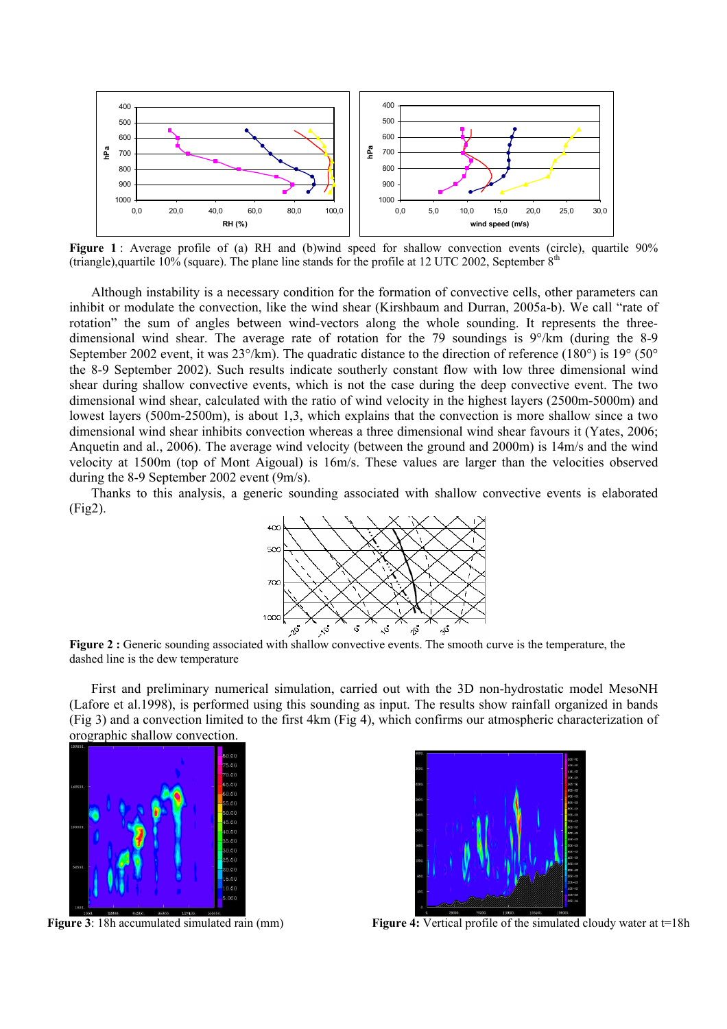**Figure 1** : Average profile of (a) RH and (b)wind speed for shallow convection events (circle), quartile 90% (triangle),quartile 10% (square). The plane line stands for the profile at 12 UTC 2002, September 8[th]

Although instability is a necessary condition for the formation of convective cells, other parameters can inhibit or modulate the convection, like the wind shear (Kirshbaum and Durran, 2005a-b). We call "rate of rotation" the sum of angles between wind-vectors along the whole sounding. It represents the three-dimensional wind shear. The average rate of rotation for the 79 soundings is 9°/km (during the 8-9 September 2002 event, it was 23°/km). The quadratic distance to the direction of reference (180°) is 19° (50° the 8-9 September 2002). Such results indicate southerly constant flow with low three dimensional wind shear during shallow convective events, which is not the case during the deep convective event. The two dimensional wind shear, calculated with the ratio of wind velocity in the highest layers (2500m-5000m) and lowest layers (500m-2500m), is about 1,3, which explains that the convection is more shallow since a two dimensional wind shear inhibits convection whereas a three dimensional wind shear favours it (Yates, 2006; Anquetin and al., 2006). The average wind velocity (between the ground and 2000m) is 14m/s and the wind velocity at 1500m (top of Mont Aigoual) is 16m/s. These values are larger than the velocities observed during the 8-9 September 2002 event (9m/s).

Thanks to this analysis, a generic sounding associated with shallow convective events is elaborated (Fig2).

**Figure 2 :** Generic sounding associated with shallow convective events. The smooth curve is the temperature, the dashed line is the dew temperature

First and preliminary numerical simulation, carried out with the 3D non-hydrostatic model MesoNH (Lafore et al.1998), is performed using this sounding as input. The results show rainfall organized in bands (Fig 3) and a convection limited to the first 4km (Fig 4), which confirms our atmospheric characterization of orographic shallow convection.

**Figure 3**: 18h accumulated simulated rain (mm)

**Figure 4:** Vertical profile of the simulated cloudy water at t=18h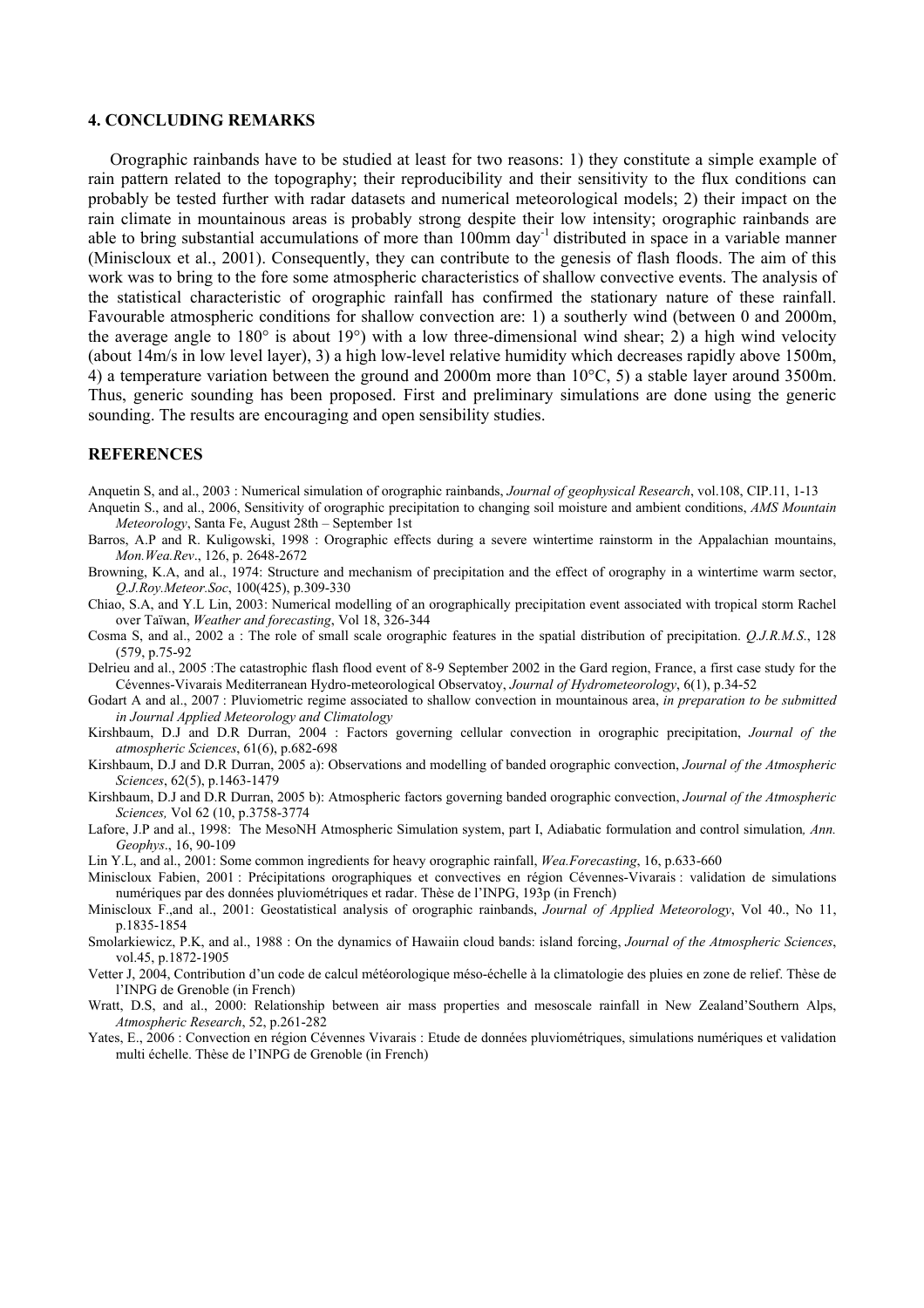## 4. CONCLUDING REMARKS

Orographic rainbands have to be studied at least for two reasons: 1) they constitute a simple example of rain pattern related to the topography; their reproducibility and their sensitivity to the flux conditions can probably be tested further with radar datasets and numerical meteorological models; 2) their impact on the rain climate in mountainous areas is probably strong despite their low intensity; orographic rainbands are able to bring substantial accumulations of more than 100mm day$^{-1}$ distributed in space in a variable manner (Miniscloux et al., 2001). Consequently, they can contribute to the genesis of flash floods. The aim of this work was to bring to the fore some atmospheric characteristics of shallow convective events. The analysis of the statistical characteristic of orographic rainfall has confirmed the stationary nature of these rainfall. Favourable atmospheric conditions for shallow convection are: 1) a southerly wind (between 0 and 2000m, the average angle to 180° is about 19°) with a low three-dimensional wind shear; 2) a high wind velocity (about 14m/s in low level layer), 3) a high low-level relative humidity which decreases rapidly above 1500m, 4) a temperature variation between the ground and 2000m more than 10°C, 5) a stable layer around 3500m. Thus, generic sounding has been proposed. First and preliminary simulations are done using the generic sounding. The results are encouraging and open sensibility studies.

## REFERENCES

Anquetin S, and al., 2003 : Numerical simulation of orographic rainbands, *Journal of geophysical Research*, vol.108, CIP.11, 1-13

Anquetin S., and al., 2006, Sensitivity of orographic precipitation to changing soil moisture and ambient conditions, *AMS Mountain Meteorology*, Santa Fe, August 28th – September 1st

Barros, A.P and R. Kuligowski, 1998 : Orographic effects during a severe wintertime rainstorm in the Appalachian mountains, *Mon.Wea.Rev*., 126, p. 2648-2672

Browning, K.A, and al., 1974: Structure and mechanism of precipitation and the effect of orography in a wintertime warm sector, *Q.J.Roy.Meteor.Soc*, 100(425), p.309-330

Chiao, S.A, and Y.L Lin, 2003: Numerical modelling of an orographically precipitation event associated with tropical storm Rachel over Taïwan, *Weather and forecasting*, Vol 18, 326-344

Cosma S, and al., 2002 a : The role of small scale orographic features in the spatial distribution of precipitation. *Q.J.R.M.S.*, 128 (579, p.75-92

Delrieu and al., 2005 :The catastrophic flash flood event of 8-9 September 2002 in the Gard region, France, a first case study for the Cévennes-Vivarais Mediterranean Hydro-meteorological Observatoy, *Journal of Hydrometeorology*, 6(1), p.34-52

Godart A and al., 2007 : Pluviometric regime associated to shallow convection in mountainous area, *in preparation to be submitted in Journal Applied Meteorology and Climatology*

Kirshbaum, D.J and D.R Durran, 2004 : Factors governing cellular convection in orographic precipitation, *Journal of the atmospheric Sciences*, 61(6), p.682-698

Kirshbaum, D.J and D.R Durran, 2005 a): Observations and modelling of banded orographic convection, *Journal of the Atmospheric Sciences*, 62(5), p.1463-1479

Kirshbaum, D.J and D.R Durran, 2005 b): Atmospheric factors governing banded orographic convection, *Journal of the Atmospheric Sciences,* Vol 62 (10, p.3758-3774

Lafore, J.P and al., 1998: The MesoNH Atmospheric Simulation system, part I, Adiabatic formulation and control simulation*, Ann. Geophys*., 16, 90-109

Lin Y.L, and al., 2001: Some common ingredients for heavy orographic rainfall, *Wea.Forecasting*, 16, p.633-660

Miniscloux Fabien, 2001 : Précipitations orographiques et convectives en région Cévennes-Vivarais : validation de simulations numériques par des données pluviométriques et radar. Thèse de l'INPG, 193p (in French)

Miniscloux F.,and al., 2001: Geostatistical analysis of orographic rainbands, *Journal of Applied Meteorology*, Vol 40., No 11, p.1835-1854

Smolarkiewicz, P.K, and al., 1988 : On the dynamics of Hawaiin cloud bands: island forcing, *Journal of the Atmospheric Sciences*, vol.45, p.1872-1905

Vetter J, 2004, Contribution d'un code de calcul météorologique méso-échelle à la climatologie des pluies en zone de relief. Thèse de l'INPG de Grenoble (in French)

Wratt, D.S, and al., 2000: Relationship between air mass properties and mesoscale rainfall in New Zealand'Southern Alps, *Atmospheric Research*, 52, p.261-282

Yates, E., 2006 : Convection en région Cévennes Vivarais : Etude de données pluviométriques, simulations numériques et validation multi échelle. Thèse de l'INPG de Grenoble (in French)